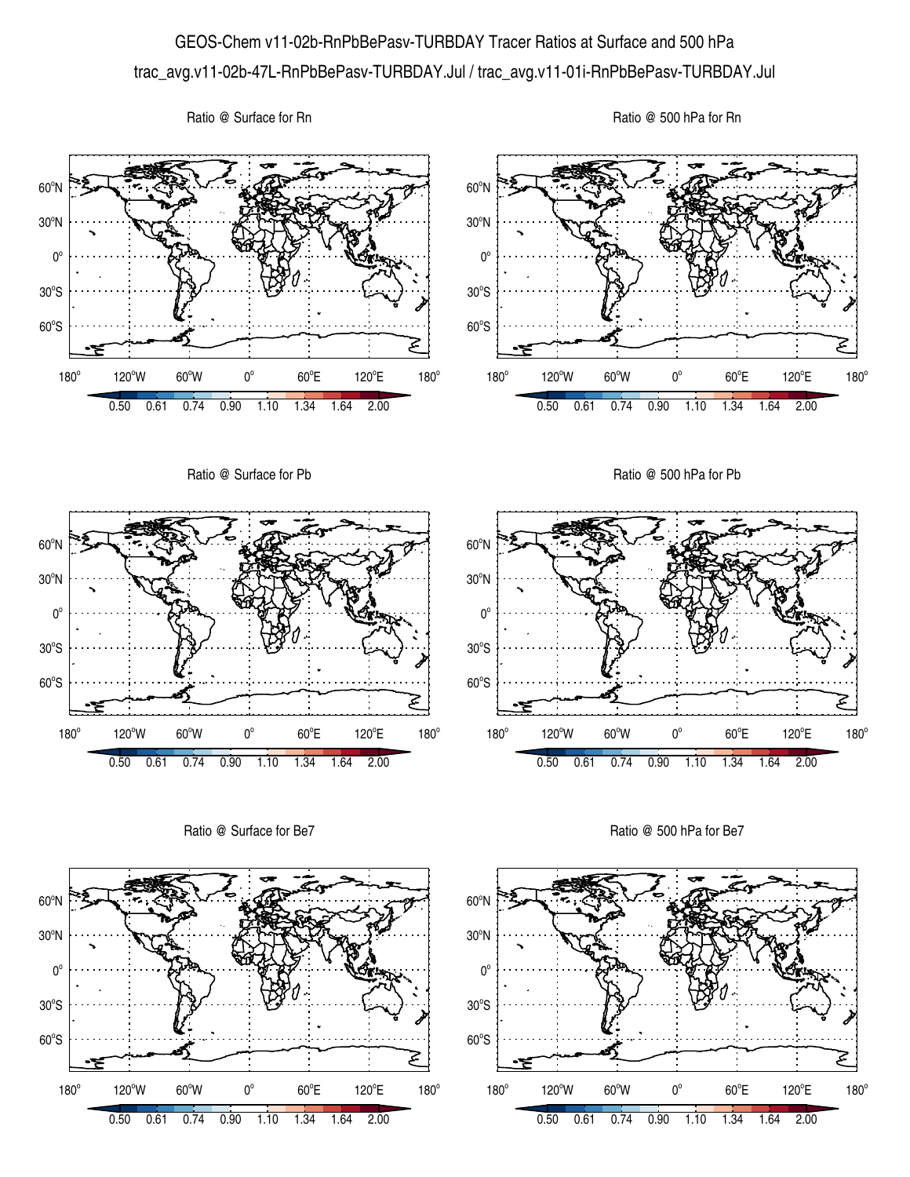# GEOS-Chem v11-02b-RnPbBePasv-TURBDAY Tracer Ratios at Surface and 500 hPa

trac_avg.v11-02b-47L-RnPbBePasv-TURBDAY.Jul / trac_avg.v11-01i-RnPbBePasv-TURBDAY.Jul

Ratio @ Surface for Rn

Ratio @ 500 hPa for Rn

Ratio @ Surface for Pb

Ratio @ 500 hPa for Pb

Ratio @ Surface for Be7

Ratio @ 500 hPa for Be7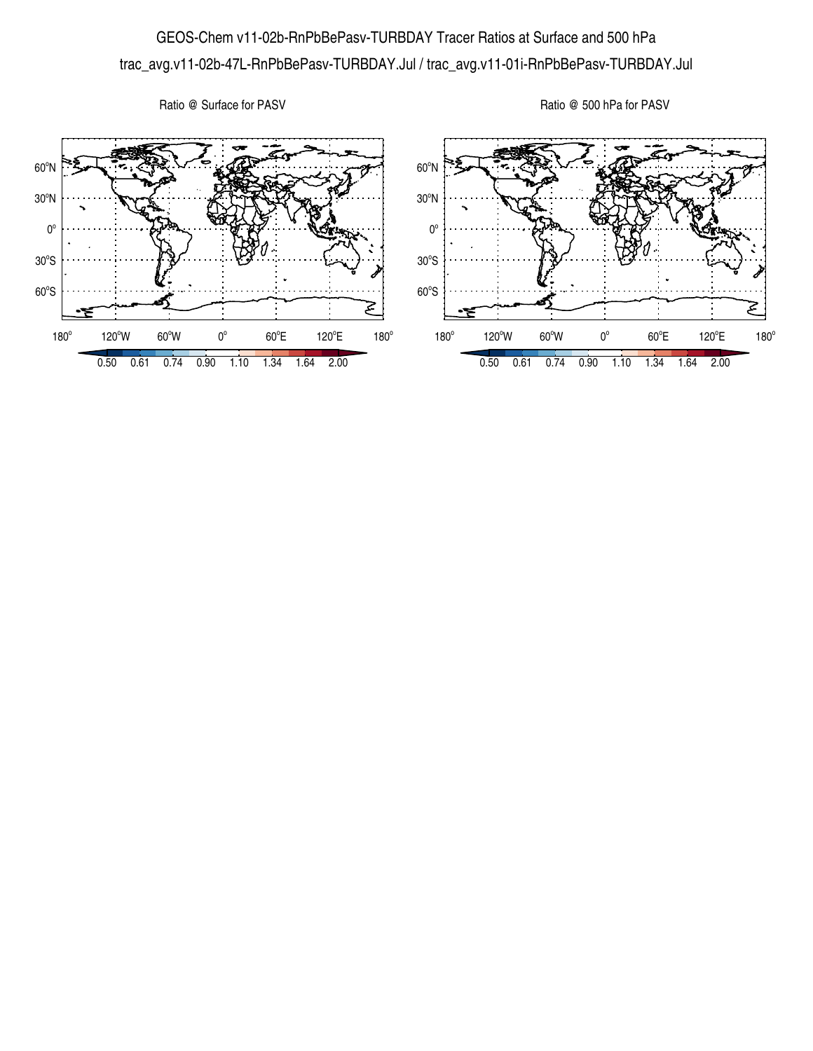GEOS-Chem v11-02b-RnPbBePasv-TURBDAY Tracer Ratios at Surface and 500 hPa

trac_avg.v11-02b-47L-RnPbBePasv-TURBDAY.Jul / trac_avg.v11-01i-RnPbBePasv-TURBDAY.Jul

Ratio @ Surface for PASV

60°N
30°N
0°
30°S
60°S

180° 120°W 60°W 0° 60°E 120°E 180°

0.50 0.61 0.74 0.90 1.10 1.34 1.64 2.00

Ratio @ 500 hPa for PASV

60°N
30°N
0°
30°S
60°S

180° 120°W 60°W 0° 60°E 120°E 180°

0.50 0.61 0.74 0.90 1.10 1.34 1.64 2.00